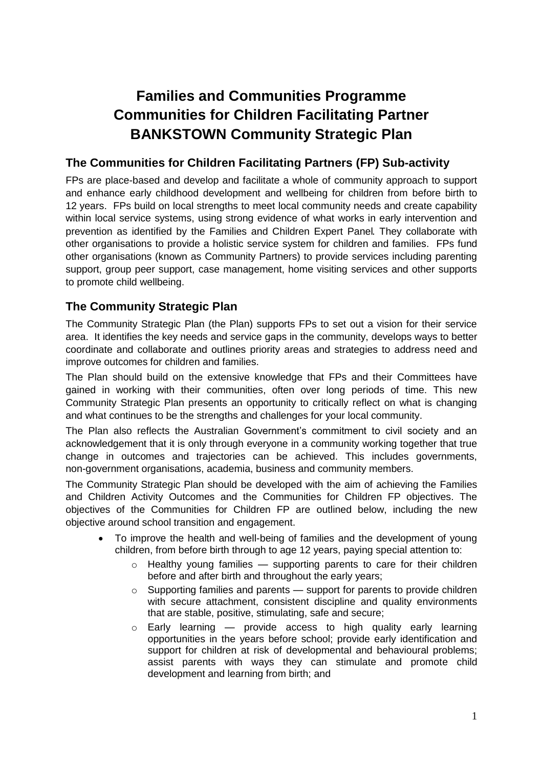# Families and Communities Programme
# Communities for Children Facilitating Partner
# BANKSTOWN Community Strategic Plan

## The Communities for Children Facilitating Partners (FP) Sub-activity

FPs are place-based and develop and facilitate a whole of community approach to support and enhance early childhood development and wellbeing for children from before birth to 12 years. FPs build on local strengths to meet local community needs and create capability within local service systems, using strong evidence of what works in early intervention and prevention as identified by the Families and Children Expert Panel. They collaborate with other organisations to provide a holistic service system for children and families. FPs fund other organisations (known as Community Partners) to provide services including parenting support, group peer support, case management, home visiting services and other supports to promote child wellbeing.

## The Community Strategic Plan

The Community Strategic Plan (the Plan) supports FPs to set out a vision for their service area. It identifies the key needs and service gaps in the community, develops ways to better coordinate and collaborate and outlines priority areas and strategies to address need and improve outcomes for children and families.

The Plan should build on the extensive knowledge that FPs and their Committees have gained in working with their communities, often over long periods of time. This new Community Strategic Plan presents an opportunity to critically reflect on what is changing and what continues to be the strengths and challenges for your local community.

The Plan also reflects the Australian Government's commitment to civil society and an acknowledgement that it is only through everyone in a community working together that true change in outcomes and trajectories can be achieved. This includes governments, non-government organisations, academia, business and community members.

The Community Strategic Plan should be developed with the aim of achieving the Families and Children Activity Outcomes and the Communities for Children FP objectives. The objectives of the Communities for Children FP are outlined below, including the new objective around school transition and engagement.

- To improve the health and well-being of families and the development of young children, from before birth through to age 12 years, paying special attention to:
  - Healthy young families — supporting parents to care for their children before and after birth and throughout the early years;
  - Supporting families and parents — support for parents to provide children with secure attachment, consistent discipline and quality environments that are stable, positive, stimulating, safe and secure;
  - Early learning — provide access to high quality early learning opportunities in the years before school; provide early identification and support for children at risk of developmental and behavioural problems; assist parents with ways they can stimulate and promote child development and learning from birth; and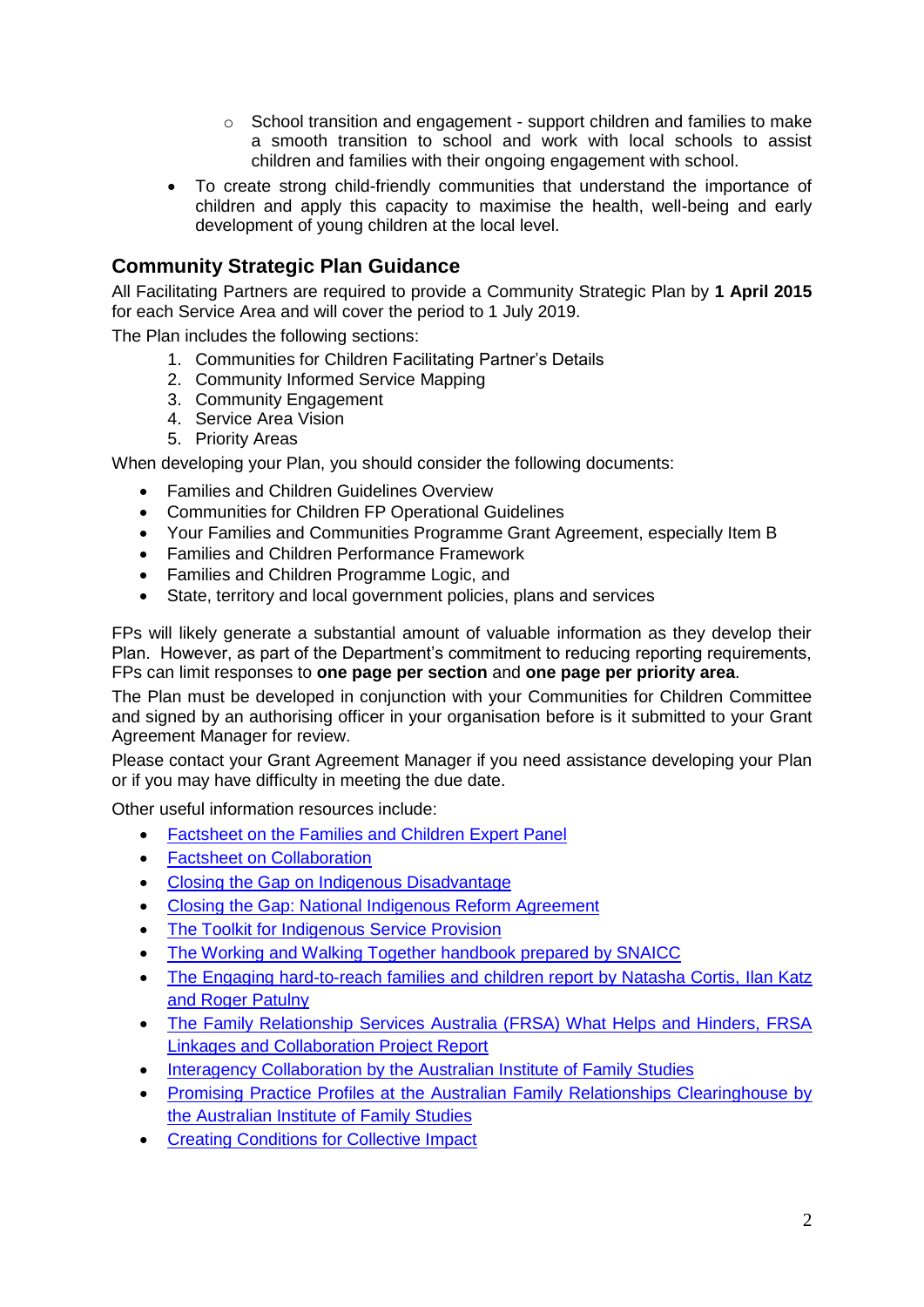- School transition and engagement - support children and families to make a smooth transition to school and work with local schools to assist children and families with their ongoing engagement with school.
- To create strong child-friendly communities that understand the importance of children and apply this capacity to maximise the health, well-being and early development of young children at the local level.

## Community Strategic Plan Guidance

All Facilitating Partners are required to provide a Community Strategic Plan by **1 April 2015** for each Service Area and will cover the period to 1 July 2019.

The Plan includes the following sections:

1. Communities for Children Facilitating Partner's Details
2. Community Informed Service Mapping
3. Community Engagement
4. Service Area Vision
5. Priority Areas

When developing your Plan, you should consider the following documents:

- Families and Children Guidelines Overview
- Communities for Children FP Operational Guidelines
- Your Families and Communities Programme Grant Agreement, especially Item B
- Families and Children Performance Framework
- Families and Children Programme Logic, and
- State, territory and local government policies, plans and services

FPs will likely generate a substantial amount of valuable information as they develop their Plan. However, as part of the Department's commitment to reducing reporting requirements, FPs can limit responses to **one page per section** and **one page per priority area**.

The Plan must be developed in conjunction with your Communities for Children Committee and signed by an authorising officer in your organisation before is it submitted to your Grant Agreement Manager for review.

Please contact your Grant Agreement Manager if you need assistance developing your Plan or if you may have difficulty in meeting the due date.

Other useful information resources include:

- Factsheet on the Families and Children Expert Panel
- Factsheet on Collaboration
- Closing the Gap on Indigenous Disadvantage
- Closing the Gap: National Indigenous Reform Agreement
- The Toolkit for Indigenous Service Provision
- The Working and Walking Together handbook prepared by SNAICC
- The Engaging hard-to-reach families and children report by Natasha Cortis, Ilan Katz and Roger Patulny
- The Family Relationship Services Australia (FRSA) What Helps and Hinders, FRSA Linkages and Collaboration Project Report
- Interagency Collaboration by the Australian Institute of Family Studies
- Promising Practice Profiles at the Australian Family Relationships Clearinghouse by the Australian Institute of Family Studies
- Creating Conditions for Collective Impact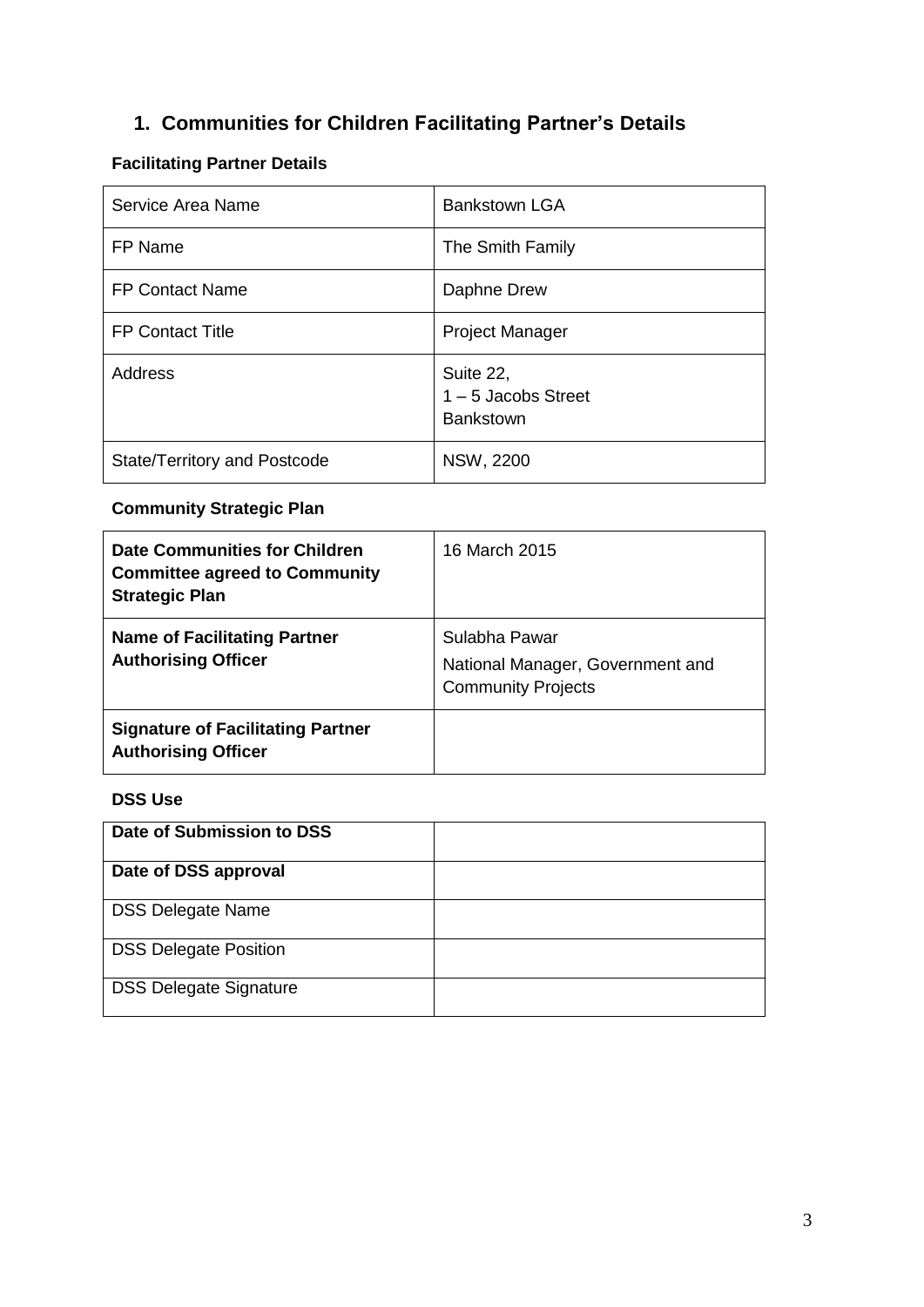# 1. Communities for Children Facilitating Partner's Details

**Facilitating Partner Details**

| Service Area Name | Bankstown LGA |
|---|---|
| FP Name | The Smith Family |
| FP Contact Name | Daphne Drew |
| FP Contact Title | Project Manager |
| Address | Suite 22,<br>1 – 5 Jacobs Street<br>Bankstown |
| State/Territory and Postcode | NSW, 2200 |

**Community Strategic Plan**

| **Date Communities for Children Committee agreed to Community Strategic Plan** | 16 March 2015 |
|---|---|
| **Name of Facilitating Partner Authorising Officer** | Sulabha Pawar<br>National Manager, Government and Community Projects |
| **Signature of Facilitating Partner Authorising Officer** | |

**DSS Use**

| **Date of Submission to DSS** | |
|---|---|
| **Date of DSS approval** | |
| DSS Delegate Name | |
| DSS Delegate Position | |
| DSS Delegate Signature | |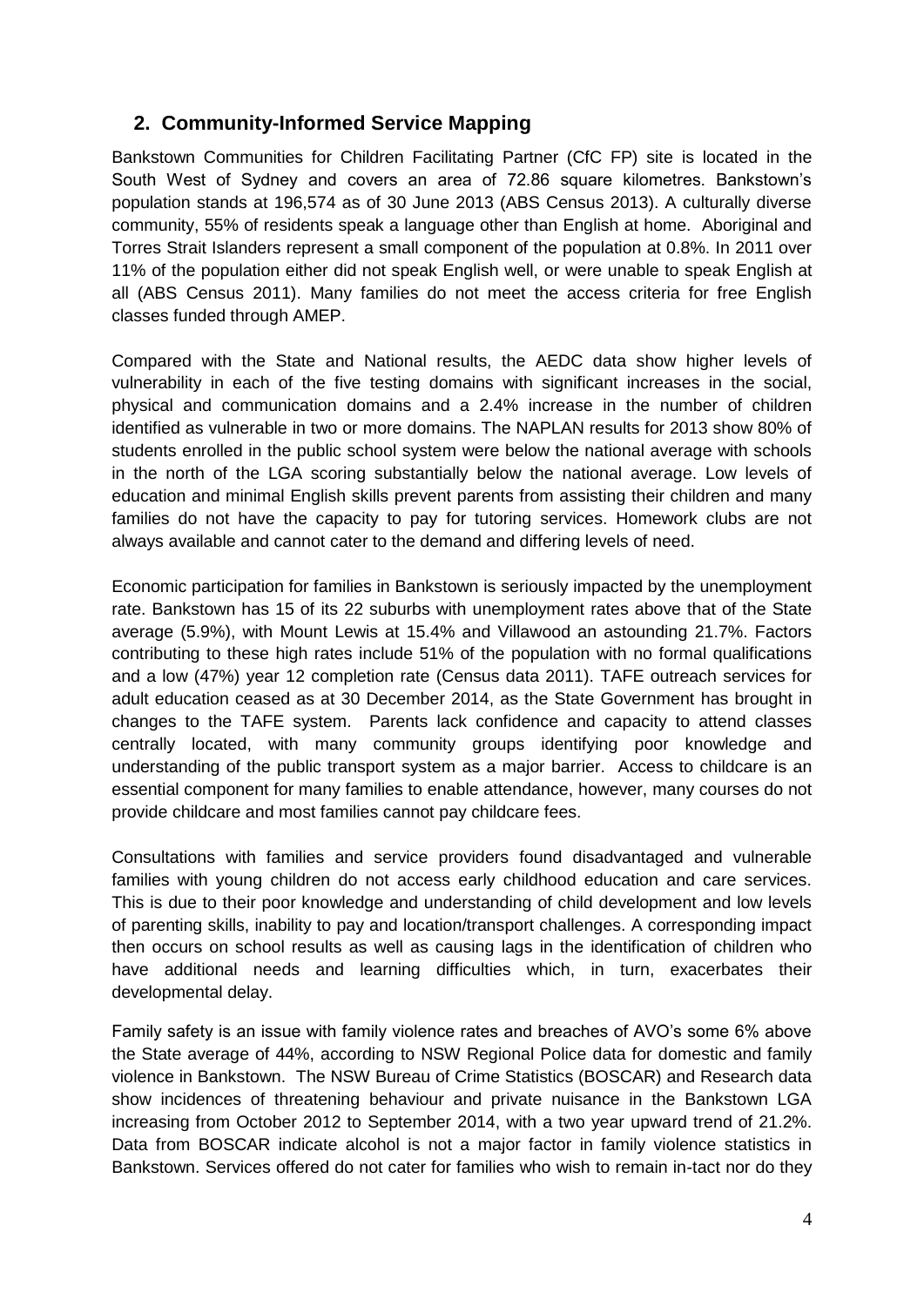## 2. Community-Informed Service Mapping

Bankstown Communities for Children Facilitating Partner (CfC FP) site is located in the South West of Sydney and covers an area of 72.86 square kilometres. Bankstown's population stands at 196,574 as of 30 June 2013 (ABS Census 2013). A culturally diverse community, 55% of residents speak a language other than English at home. Aboriginal and Torres Strait Islanders represent a small component of the population at 0.8%. In 2011 over 11% of the population either did not speak English well, or were unable to speak English at all (ABS Census 2011). Many families do not meet the access criteria for free English classes funded through AMEP.

Compared with the State and National results, the AEDC data show higher levels of vulnerability in each of the five testing domains with significant increases in the social, physical and communication domains and a 2.4% increase in the number of children identified as vulnerable in two or more domains. The NAPLAN results for 2013 show 80% of students enrolled in the public school system were below the national average with schools in the north of the LGA scoring substantially below the national average. Low levels of education and minimal English skills prevent parents from assisting their children and many families do not have the capacity to pay for tutoring services. Homework clubs are not always available and cannot cater to the demand and differing levels of need.

Economic participation for families in Bankstown is seriously impacted by the unemployment rate. Bankstown has 15 of its 22 suburbs with unemployment rates above that of the State average (5.9%), with Mount Lewis at 15.4% and Villawood an astounding 21.7%. Factors contributing to these high rates include 51% of the population with no formal qualifications and a low (47%) year 12 completion rate (Census data 2011). TAFE outreach services for adult education ceased as at 30 December 2014, as the State Government has brought in changes to the TAFE system. Parents lack confidence and capacity to attend classes centrally located, with many community groups identifying poor knowledge and understanding of the public transport system as a major barrier. Access to childcare is an essential component for many families to enable attendance, however, many courses do not provide childcare and most families cannot pay childcare fees.

Consultations with families and service providers found disadvantaged and vulnerable families with young children do not access early childhood education and care services. This is due to their poor knowledge and understanding of child development and low levels of parenting skills, inability to pay and location/transport challenges. A corresponding impact then occurs on school results as well as causing lags in the identification of children who have additional needs and learning difficulties which, in turn, exacerbates their developmental delay.

Family safety is an issue with family violence rates and breaches of AVO's some 6% above the State average of 44%, according to NSW Regional Police data for domestic and family violence in Bankstown. The NSW Bureau of Crime Statistics (BOSCAR) and Research data show incidences of threatening behaviour and private nuisance in the Bankstown LGA increasing from October 2012 to September 2014, with a two year upward trend of 21.2%. Data from BOSCAR indicate alcohol is not a major factor in family violence statistics in Bankstown. Services offered do not cater for families who wish to remain in-tact nor do they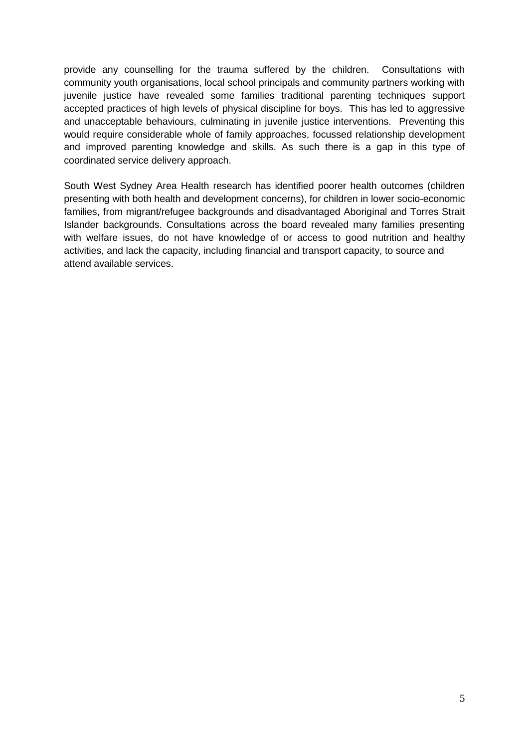provide any counselling for the trauma suffered by the children. Consultations with community youth organisations, local school principals and community partners working with juvenile justice have revealed some families traditional parenting techniques support accepted practices of high levels of physical discipline for boys. This has led to aggressive and unacceptable behaviours, culminating in juvenile justice interventions. Preventing this would require considerable whole of family approaches, focussed relationship development and improved parenting knowledge and skills. As such there is a gap in this type of coordinated service delivery approach.

South West Sydney Area Health research has identified poorer health outcomes (children presenting with both health and development concerns), for children in lower socio-economic families, from migrant/refugee backgrounds and disadvantaged Aboriginal and Torres Strait Islander backgrounds. Consultations across the board revealed many families presenting with welfare issues, do not have knowledge of or access to good nutrition and healthy activities, and lack the capacity, including financial and transport capacity, to source and attend available services.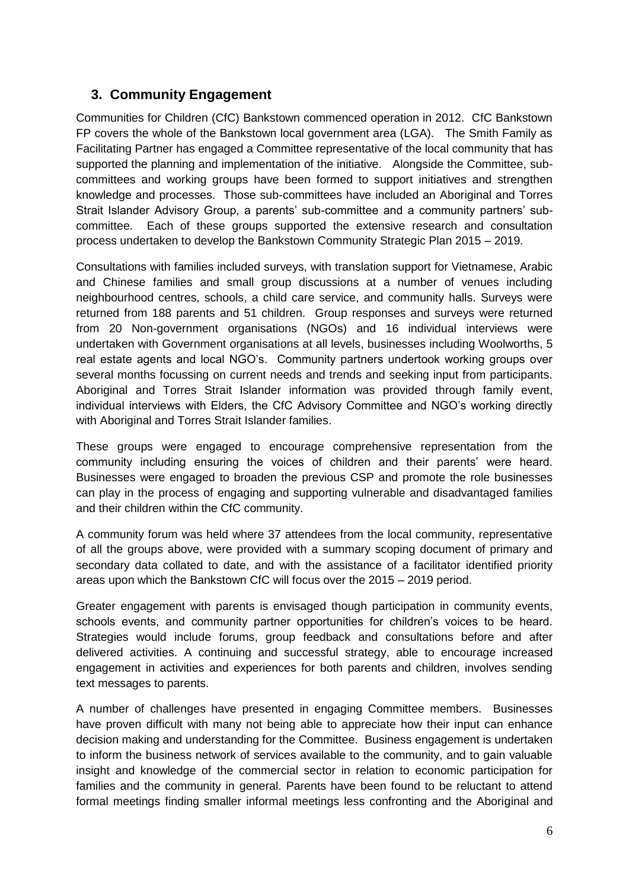## 3. Community Engagement

Communities for Children (CfC) Bankstown commenced operation in 2012. CfC Bankstown FP covers the whole of the Bankstown local government area (LGA). The Smith Family as Facilitating Partner has engaged a Committee representative of the local community that has supported the planning and implementation of the initiative. Alongside the Committee, sub-committees and working groups have been formed to support initiatives and strengthen knowledge and processes. Those sub-committees have included an Aboriginal and Torres Strait Islander Advisory Group, a parents' sub-committee and a community partners' sub-committee. Each of these groups supported the extensive research and consultation process undertaken to develop the Bankstown Community Strategic Plan 2015 – 2019.

Consultations with families included surveys, with translation support for Vietnamese, Arabic and Chinese families and small group discussions at a number of venues including neighbourhood centres, schools, a child care service, and community halls. Surveys were returned from 188 parents and 51 children. Group responses and surveys were returned from 20 Non-government organisations (NGOs) and 16 individual interviews were undertaken with Government organisations at all levels, businesses including Woolworths, 5 real estate agents and local NGO's. Community partners undertook working groups over several months focussing on current needs and trends and seeking input from participants. Aboriginal and Torres Strait Islander information was provided through family event, individual interviews with Elders, the CfC Advisory Committee and NGO's working directly with Aboriginal and Torres Strait Islander families.

These groups were engaged to encourage comprehensive representation from the community including ensuring the voices of children and their parents' were heard. Businesses were engaged to broaden the previous CSP and promote the role businesses can play in the process of engaging and supporting vulnerable and disadvantaged families and their children within the CfC community.

A community forum was held where 37 attendees from the local community, representative of all the groups above, were provided with a summary scoping document of primary and secondary data collated to date, and with the assistance of a facilitator identified priority areas upon which the Bankstown CfC will focus over the 2015 – 2019 period.

Greater engagement with parents is envisaged though participation in community events, schools events, and community partner opportunities for children's voices to be heard. Strategies would include forums, group feedback and consultations before and after delivered activities. A continuing and successful strategy, able to encourage increased engagement in activities and experiences for both parents and children, involves sending text messages to parents.

A number of challenges have presented in engaging Committee members. Businesses have proven difficult with many not being able to appreciate how their input can enhance decision making and understanding for the Committee. Business engagement is undertaken to inform the business network of services available to the community, and to gain valuable insight and knowledge of the commercial sector in relation to economic participation for families and the community in general. Parents have been found to be reluctant to attend formal meetings finding smaller informal meetings less confronting and the Aboriginal and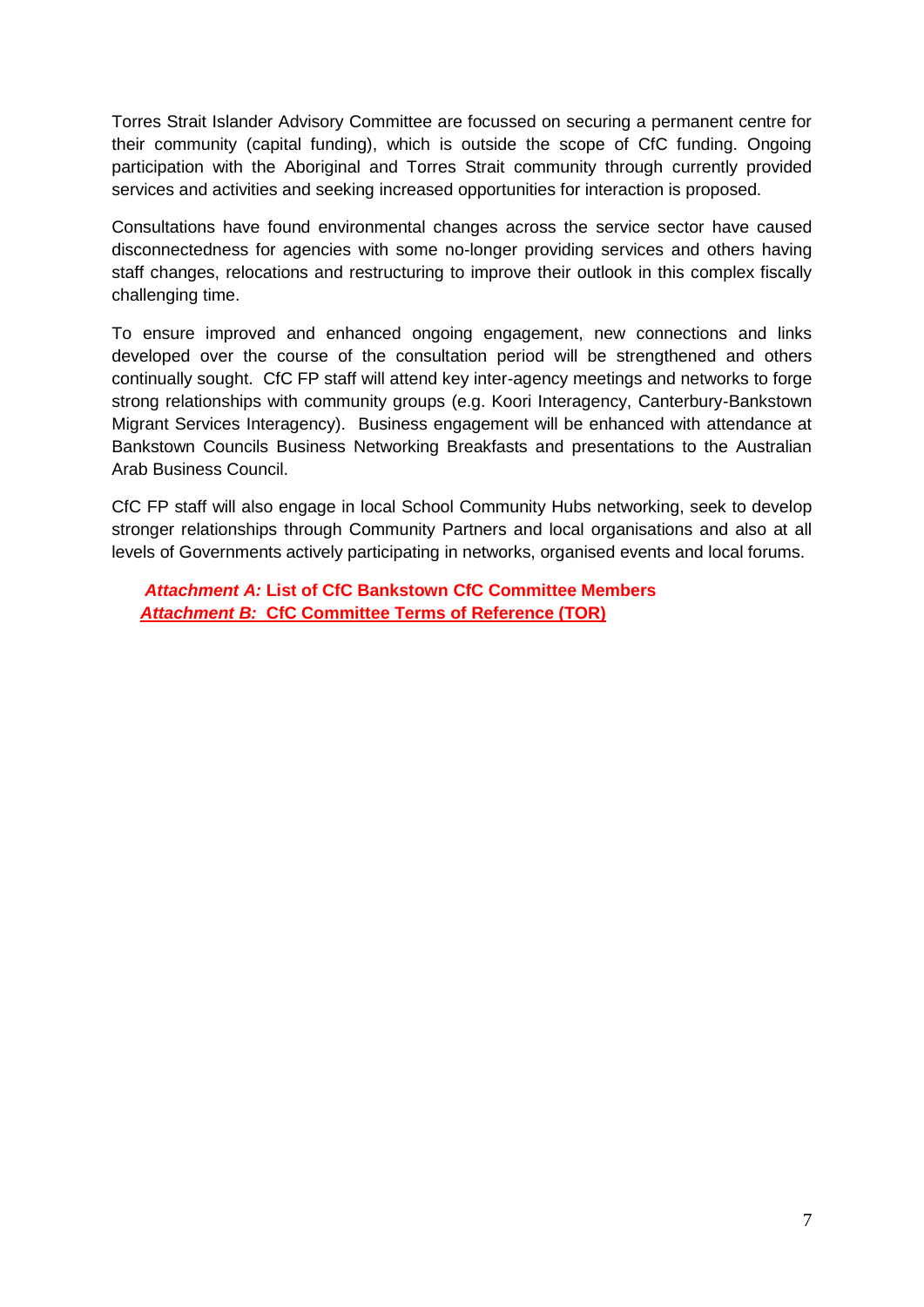Torres Strait Islander Advisory Committee are focussed on securing a permanent centre for their community (capital funding), which is outside the scope of CfC funding. Ongoing participation with the Aboriginal and Torres Strait community through currently provided services and activities and seeking increased opportunities for interaction is proposed.

Consultations have found environmental changes across the service sector have caused disconnectedness for agencies with some no-longer providing services and others having staff changes, relocations and restructuring to improve their outlook in this complex fiscally challenging time.

To ensure improved and enhanced ongoing engagement, new connections and links developed over the course of the consultation period will be strengthened and others continually sought. CfC FP staff will attend key inter-agency meetings and networks to forge strong relationships with community groups (e.g. Koori Interagency, Canterbury-Bankstown Migrant Services Interagency). Business engagement will be enhanced with attendance at Bankstown Councils Business Networking Breakfasts and presentations to the Australian Arab Business Council.

CfC FP staff will also engage in local School Community Hubs networking, seek to develop stronger relationships through Community Partners and local organisations and also at all levels of Governments actively participating in networks, organised events and local forums.

***Attachment A:*** **List of CfC Bankstown CfC Committee Members**
***Attachment B:*** **CfC Committee Terms of Reference (TOR)**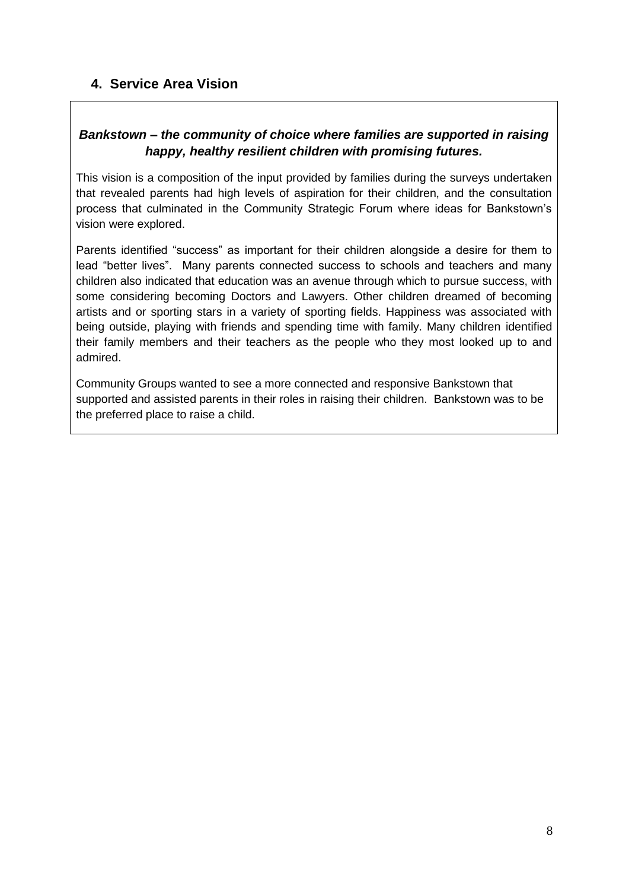## 4. Service Area Vision

***Bankstown – the community of choice where families are supported in raising happy, healthy resilient children with promising futures.***

This vision is a composition of the input provided by families during the surveys undertaken that revealed parents had high levels of aspiration for their children, and the consultation process that culminated in the Community Strategic Forum where ideas for Bankstown's vision were explored.

Parents identified "success" as important for their children alongside a desire for them to lead "better lives". Many parents connected success to schools and teachers and many children also indicated that education was an avenue through which to pursue success, with some considering becoming Doctors and Lawyers. Other children dreamed of becoming artists and or sporting stars in a variety of sporting fields. Happiness was associated with being outside, playing with friends and spending time with family. Many children identified their family members and their teachers as the people who they most looked up to and admired.

Community Groups wanted to see a more connected and responsive Bankstown that supported and assisted parents in their roles in raising their children. Bankstown was to be the preferred place to raise a child.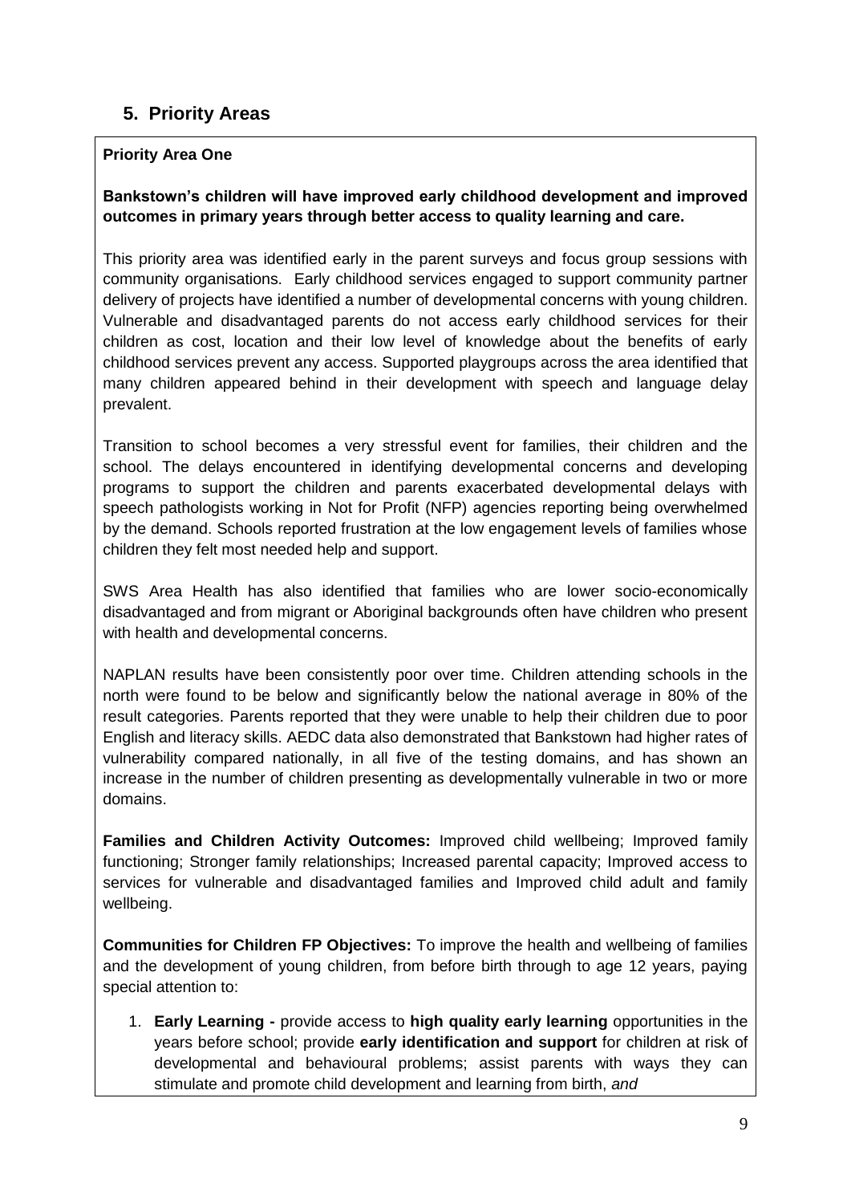## 5. Priority Areas

**Priority Area One**

**Bankstown's children will have improved early childhood development and improved outcomes in primary years through better access to quality learning and care.**

This priority area was identified early in the parent surveys and focus group sessions with community organisations. Early childhood services engaged to support community partner delivery of projects have identified a number of developmental concerns with young children. Vulnerable and disadvantaged parents do not access early childhood services for their children as cost, location and their low level of knowledge about the benefits of early childhood services prevent any access. Supported playgroups across the area identified that many children appeared behind in their development with speech and language delay prevalent.

Transition to school becomes a very stressful event for families, their children and the school. The delays encountered in identifying developmental concerns and developing programs to support the children and parents exacerbated developmental delays with speech pathologists working in Not for Profit (NFP) agencies reporting being overwhelmed by the demand. Schools reported frustration at the low engagement levels of families whose children they felt most needed help and support.

SWS Area Health has also identified that families who are lower socio-economically disadvantaged and from migrant or Aboriginal backgrounds often have children who present with health and developmental concerns.

NAPLAN results have been consistently poor over time. Children attending schools in the north were found to be below and significantly below the national average in 80% of the result categories. Parents reported that they were unable to help their children due to poor English and literacy skills. AEDC data also demonstrated that Bankstown had higher rates of vulnerability compared nationally, in all five of the testing domains, and has shown an increase in the number of children presenting as developmentally vulnerable in two or more domains.

**Families and Children Activity Outcomes:** Improved child wellbeing; Improved family functioning; Stronger family relationships; Increased parental capacity; Improved access to services for vulnerable and disadvantaged families and Improved child adult and family wellbeing.

**Communities for Children FP Objectives:** To improve the health and wellbeing of families and the development of young children, from before birth through to age 12 years, paying special attention to:

1. **Early Learning -** provide access to **high quality early learning** opportunities in the years before school; provide **early identification and support** for children at risk of developmental and behavioural problems; assist parents with ways they can stimulate and promote child development and learning from birth, *and*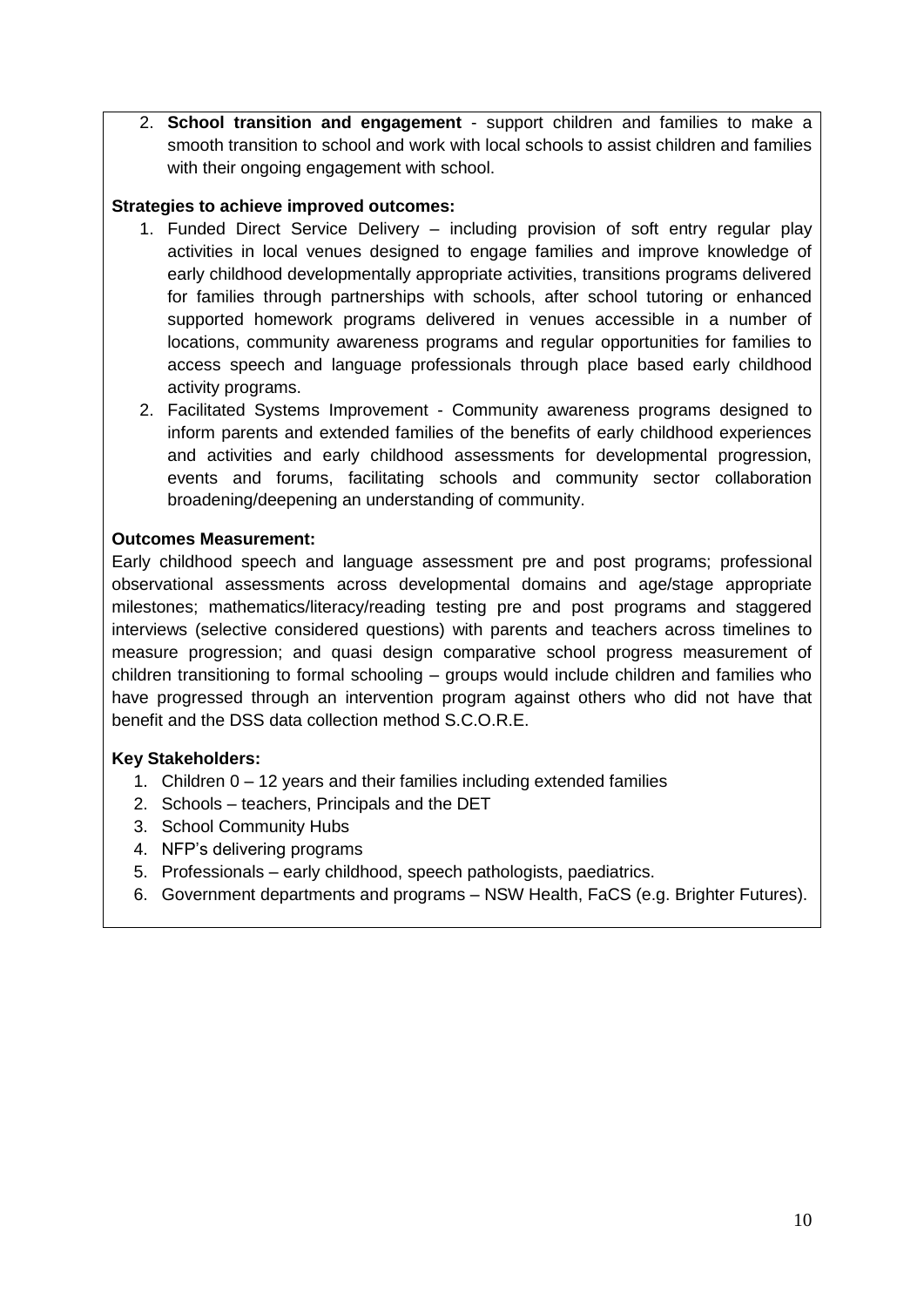2. **School transition and engagement** - support children and families to make a smooth transition to school and work with local schools to assist children and families with their ongoing engagement with school.

**Strategies to achieve improved outcomes:**

1. Funded Direct Service Delivery – including provision of soft entry regular play activities in local venues designed to engage families and improve knowledge of early childhood developmentally appropriate activities, transitions programs delivered for families through partnerships with schools, after school tutoring or enhanced supported homework programs delivered in venues accessible in a number of locations, community awareness programs and regular opportunities for families to access speech and language professionals through place based early childhood activity programs.
2. Facilitated Systems Improvement - Community awareness programs designed to inform parents and extended families of the benefits of early childhood experiences and activities and early childhood assessments for developmental progression, events and forums, facilitating schools and community sector collaboration broadening/deepening an understanding of community.

**Outcomes Measurement:**

Early childhood speech and language assessment pre and post programs; professional observational assessments across developmental domains and age/stage appropriate milestones; mathematics/literacy/reading testing pre and post programs and staggered interviews (selective considered questions) with parents and teachers across timelines to measure progression; and quasi design comparative school progress measurement of children transitioning to formal schooling – groups would include children and families who have progressed through an intervention program against others who did not have that benefit and the DSS data collection method S.C.O.R.E.

**Key Stakeholders:**

1. Children 0 – 12 years and their families including extended families
2. Schools – teachers, Principals and the DET
3. School Community Hubs
4. NFP's delivering programs
5. Professionals – early childhood, speech pathologists, paediatrics.
6. Government departments and programs – NSW Health, FaCS (e.g. Brighter Futures).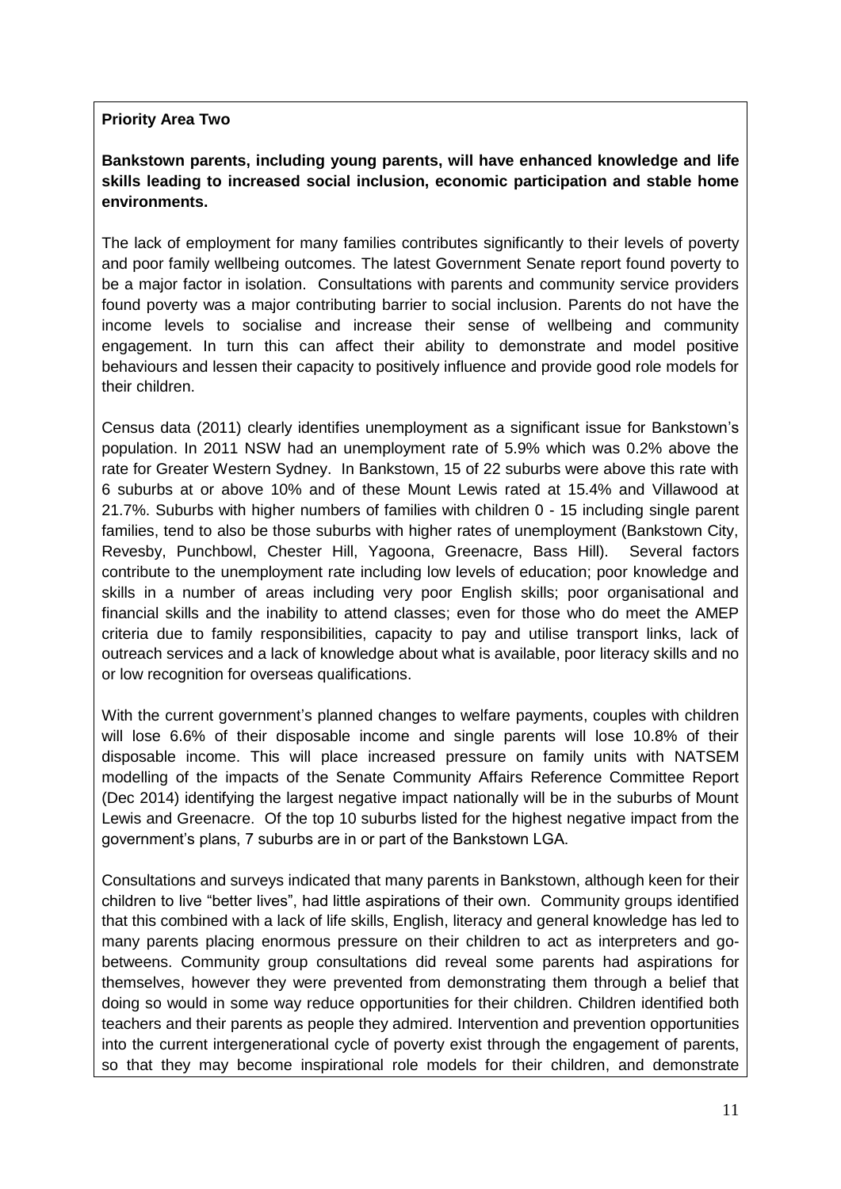**Priority Area Two**

**Bankstown parents, including young parents, will have enhanced knowledge and life skills leading to increased social inclusion, economic participation and stable home environments.**

The lack of employment for many families contributes significantly to their levels of poverty and poor family wellbeing outcomes. The latest Government Senate report found poverty to be a major factor in isolation. Consultations with parents and community service providers found poverty was a major contributing barrier to social inclusion. Parents do not have the income levels to socialise and increase their sense of wellbeing and community engagement. In turn this can affect their ability to demonstrate and model positive behaviours and lessen their capacity to positively influence and provide good role models for their children.

Census data (2011) clearly identifies unemployment as a significant issue for Bankstown's population. In 2011 NSW had an unemployment rate of 5.9% which was 0.2% above the rate for Greater Western Sydney. In Bankstown, 15 of 22 suburbs were above this rate with 6 suburbs at or above 10% and of these Mount Lewis rated at 15.4% and Villawood at 21.7%. Suburbs with higher numbers of families with children 0 - 15 including single parent families, tend to also be those suburbs with higher rates of unemployment (Bankstown City, Revesby, Punchbowl, Chester Hill, Yagoona, Greenacre, Bass Hill). Several factors contribute to the unemployment rate including low levels of education; poor knowledge and skills in a number of areas including very poor English skills; poor organisational and financial skills and the inability to attend classes; even for those who do meet the AMEP criteria due to family responsibilities, capacity to pay and utilise transport links, lack of outreach services and a lack of knowledge about what is available, poor literacy skills and no or low recognition for overseas qualifications.

With the current government's planned changes to welfare payments, couples with children will lose 6.6% of their disposable income and single parents will lose 10.8% of their disposable income. This will place increased pressure on family units with NATSEM modelling of the impacts of the Senate Community Affairs Reference Committee Report (Dec 2014) identifying the largest negative impact nationally will be in the suburbs of Mount Lewis and Greenacre. Of the top 10 suburbs listed for the highest negative impact from the government's plans, 7 suburbs are in or part of the Bankstown LGA.

Consultations and surveys indicated that many parents in Bankstown, although keen for their children to live "better lives", had little aspirations of their own. Community groups identified that this combined with a lack of life skills, English, literacy and general knowledge has led to many parents placing enormous pressure on their children to act as interpreters and go-betweens. Community group consultations did reveal some parents had aspirations for themselves, however they were prevented from demonstrating them through a belief that doing so would in some way reduce opportunities for their children. Children identified both teachers and their parents as people they admired. Intervention and prevention opportunities into the current intergenerational cycle of poverty exist through the engagement of parents, so that they may become inspirational role models for their children, and demonstrate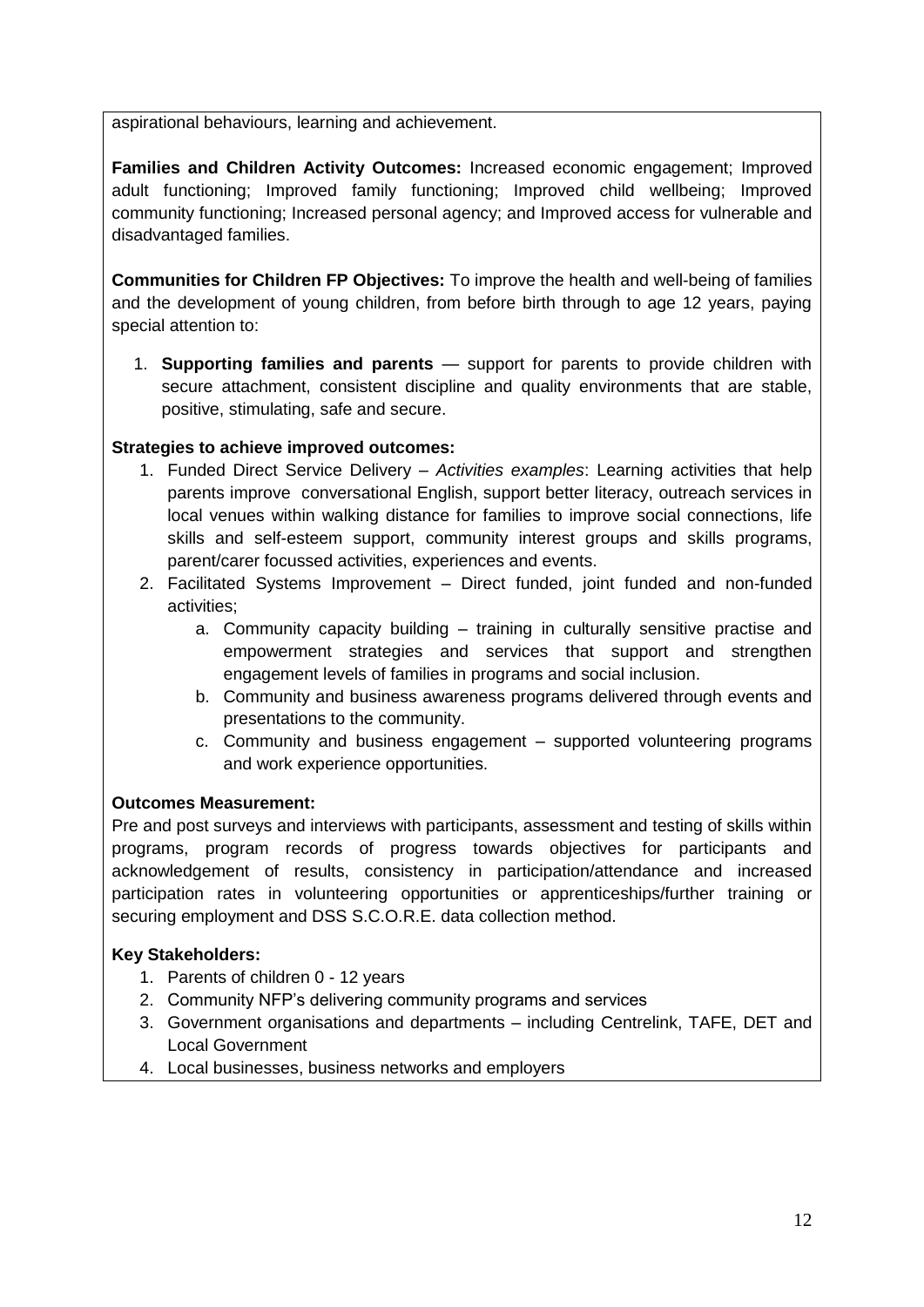aspirational behaviours, learning and achievement.

**Families and Children Activity Outcomes:** Increased economic engagement; Improved adult functioning; Improved family functioning; Improved child wellbeing; Improved community functioning; Increased personal agency; and Improved access for vulnerable and disadvantaged families.

**Communities for Children FP Objectives:** To improve the health and well-being of families and the development of young children, from before birth through to age 12 years, paying special attention to:

1. **Supporting families and parents** — support for parents to provide children with secure attachment, consistent discipline and quality environments that are stable, positive, stimulating, safe and secure.

**Strategies to achieve improved outcomes:**

1. Funded Direct Service Delivery – *Activities examples*: Learning activities that help parents improve conversational English, support better literacy, outreach services in local venues within walking distance for families to improve social connections, life skills and self-esteem support, community interest groups and skills programs, parent/carer focussed activities, experiences and events.
2. Facilitated Systems Improvement – Direct funded, joint funded and non-funded activities;
   a. Community capacity building – training in culturally sensitive practise and empowerment strategies and services that support and strengthen engagement levels of families in programs and social inclusion.
   b. Community and business awareness programs delivered through events and presentations to the community.
   c. Community and business engagement – supported volunteering programs and work experience opportunities.

**Outcomes Measurement:**
Pre and post surveys and interviews with participants, assessment and testing of skills within programs, program records of progress towards objectives for participants and acknowledgement of results, consistency in participation/attendance and increased participation rates in volunteering opportunities or apprenticeships/further training or securing employment and DSS S.C.O.R.E. data collection method.

**Key Stakeholders:**

1. Parents of children 0 - 12 years
2. Community NFP's delivering community programs and services
3. Government organisations and departments – including Centrelink, TAFE, DET and Local Government
4. Local businesses, business networks and employers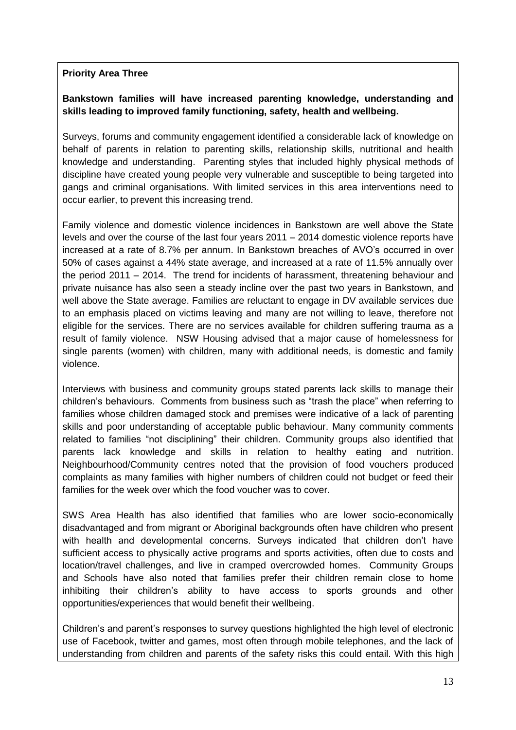**Priority Area Three**

**Bankstown families will have increased parenting knowledge, understanding and skills leading to improved family functioning, safety, health and wellbeing.**

Surveys, forums and community engagement identified a considerable lack of knowledge on behalf of parents in relation to parenting skills, relationship skills, nutritional and health knowledge and understanding. Parenting styles that included highly physical methods of discipline have created young people very vulnerable and susceptible to being targeted into gangs and criminal organisations. With limited services in this area interventions need to occur earlier, to prevent this increasing trend.

Family violence and domestic violence incidences in Bankstown are well above the State levels and over the course of the last four years 2011 – 2014 domestic violence reports have increased at a rate of 8.7% per annum. In Bankstown breaches of AVO's occurred in over 50% of cases against a 44% state average, and increased at a rate of 11.5% annually over the period 2011 – 2014. The trend for incidents of harassment, threatening behaviour and private nuisance has also seen a steady incline over the past two years in Bankstown, and well above the State average. Families are reluctant to engage in DV available services due to an emphasis placed on victims leaving and many are not willing to leave, therefore not eligible for the services. There are no services available for children suffering trauma as a result of family violence. NSW Housing advised that a major cause of homelessness for single parents (women) with children, many with additional needs, is domestic and family violence.

Interviews with business and community groups stated parents lack skills to manage their children's behaviours. Comments from business such as "trash the place" when referring to families whose children damaged stock and premises were indicative of a lack of parenting skills and poor understanding of acceptable public behaviour. Many community comments related to families "not disciplining" their children. Community groups also identified that parents lack knowledge and skills in relation to healthy eating and nutrition. Neighbourhood/Community centres noted that the provision of food vouchers produced complaints as many families with higher numbers of children could not budget or feed their families for the week over which the food voucher was to cover.

SWS Area Health has also identified that families who are lower socio-economically disadvantaged and from migrant or Aboriginal backgrounds often have children who present with health and developmental concerns. Surveys indicated that children don't have sufficient access to physically active programs and sports activities, often due to costs and location/travel challenges, and live in cramped overcrowded homes. Community Groups and Schools have also noted that families prefer their children remain close to home inhibiting their children's ability to have access to sports grounds and other opportunities/experiences that would benefit their wellbeing.

Children's and parent's responses to survey questions highlighted the high level of electronic use of Facebook, twitter and games, most often through mobile telephones, and the lack of understanding from children and parents of the safety risks this could entail. With this high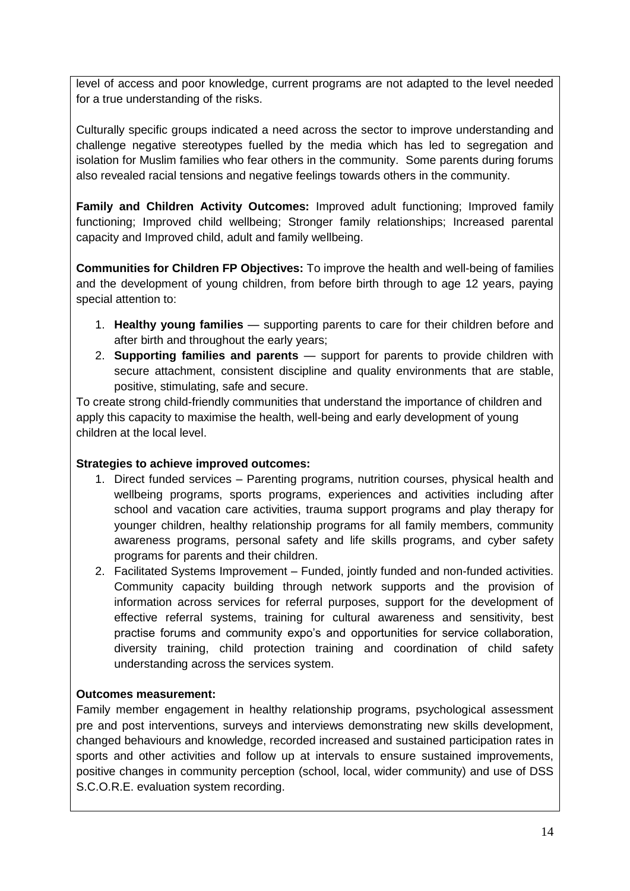level of access and poor knowledge, current programs are not adapted to the level needed for a true understanding of the risks.

Culturally specific groups indicated a need across the sector to improve understanding and challenge negative stereotypes fuelled by the media which has led to segregation and isolation for Muslim families who fear others in the community. Some parents during forums also revealed racial tensions and negative feelings towards others in the community.

**Family and Children Activity Outcomes:** Improved adult functioning; Improved family functioning; Improved child wellbeing; Stronger family relationships; Increased parental capacity and Improved child, adult and family wellbeing.

**Communities for Children FP Objectives:** To improve the health and well-being of families and the development of young children, from before birth through to age 12 years, paying special attention to:

1. **Healthy young families** — supporting parents to care for their children before and after birth and throughout the early years;
2. **Supporting families and parents** — support for parents to provide children with secure attachment, consistent discipline and quality environments that are stable, positive, stimulating, safe and secure.

To create strong child-friendly communities that understand the importance of children and apply this capacity to maximise the health, well-being and early development of young children at the local level.

**Strategies to achieve improved outcomes:**

1. Direct funded services – Parenting programs, nutrition courses, physical health and wellbeing programs, sports programs, experiences and activities including after school and vacation care activities, trauma support programs and play therapy for younger children, healthy relationship programs for all family members, community awareness programs, personal safety and life skills programs, and cyber safety programs for parents and their children.
2. Facilitated Systems Improvement – Funded, jointly funded and non-funded activities. Community capacity building through network supports and the provision of information across services for referral purposes, support for the development of effective referral systems, training for cultural awareness and sensitivity, best practise forums and community expo's and opportunities for service collaboration, diversity training, child protection training and coordination of child safety understanding across the services system.

**Outcomes measurement:**

Family member engagement in healthy relationship programs, psychological assessment pre and post interventions, surveys and interviews demonstrating new skills development, changed behaviours and knowledge, recorded increased and sustained participation rates in sports and other activities and follow up at intervals to ensure sustained improvements, positive changes in community perception (school, local, wider community) and use of DSS S.C.O.R.E. evaluation system recording.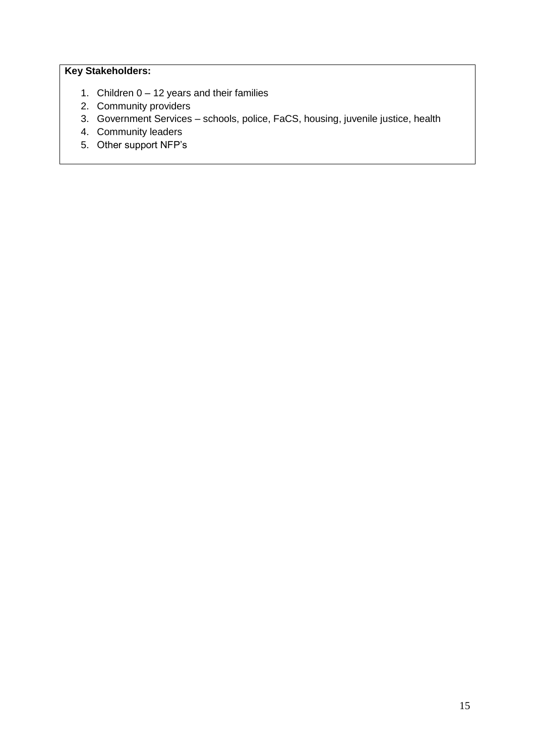**Key Stakeholders:**

1. Children 0 – 12 years and their families
2. Community providers
3. Government Services – schools, police, FaCS, housing, juvenile justice, health
4. Community leaders
5. Other support NFP's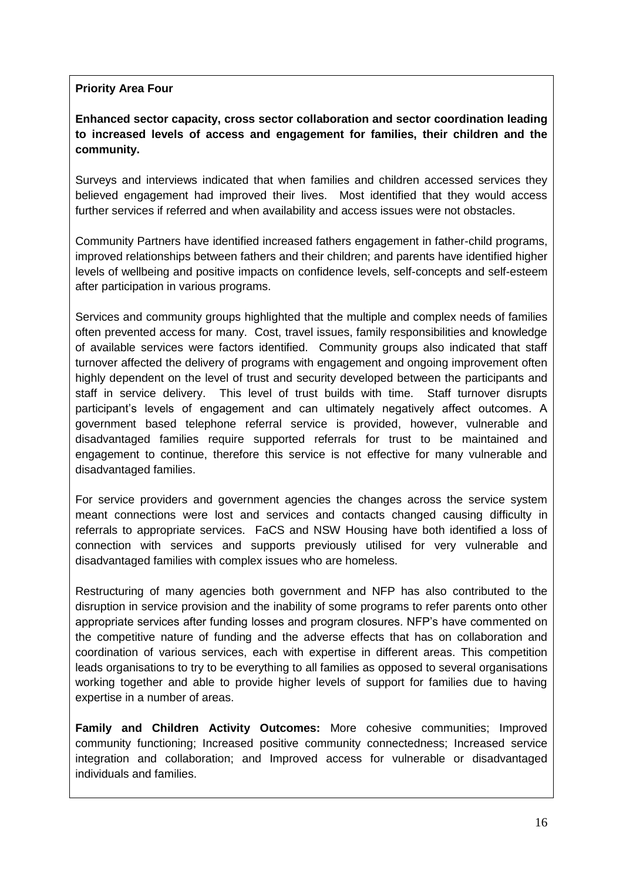**Priority Area Four**

**Enhanced sector capacity, cross sector collaboration and sector coordination leading to increased levels of access and engagement for families, their children and the community.**

Surveys and interviews indicated that when families and children accessed services they believed engagement had improved their lives. Most identified that they would access further services if referred and when availability and access issues were not obstacles.

Community Partners have identified increased fathers engagement in father-child programs, improved relationships between fathers and their children; and parents have identified higher levels of wellbeing and positive impacts on confidence levels, self-concepts and self-esteem after participation in various programs.

Services and community groups highlighted that the multiple and complex needs of families often prevented access for many. Cost, travel issues, family responsibilities and knowledge of available services were factors identified. Community groups also indicated that staff turnover affected the delivery of programs with engagement and ongoing improvement often highly dependent on the level of trust and security developed between the participants and staff in service delivery. This level of trust builds with time. Staff turnover disrupts participant's levels of engagement and can ultimately negatively affect outcomes. A government based telephone referral service is provided, however, vulnerable and disadvantaged families require supported referrals for trust to be maintained and engagement to continue, therefore this service is not effective for many vulnerable and disadvantaged families.

For service providers and government agencies the changes across the service system meant connections were lost and services and contacts changed causing difficulty in referrals to appropriate services. FaCS and NSW Housing have both identified a loss of connection with services and supports previously utilised for very vulnerable and disadvantaged families with complex issues who are homeless.

Restructuring of many agencies both government and NFP has also contributed to the disruption in service provision and the inability of some programs to refer parents onto other appropriate services after funding losses and program closures. NFP's have commented on the competitive nature of funding and the adverse effects that has on collaboration and coordination of various services, each with expertise in different areas. This competition leads organisations to try to be everything to all families as opposed to several organisations working together and able to provide higher levels of support for families due to having expertise in a number of areas.

**Family and Children Activity Outcomes:** More cohesive communities; Improved community functioning; Increased positive community connectedness; Increased service integration and collaboration; and Improved access for vulnerable or disadvantaged individuals and families.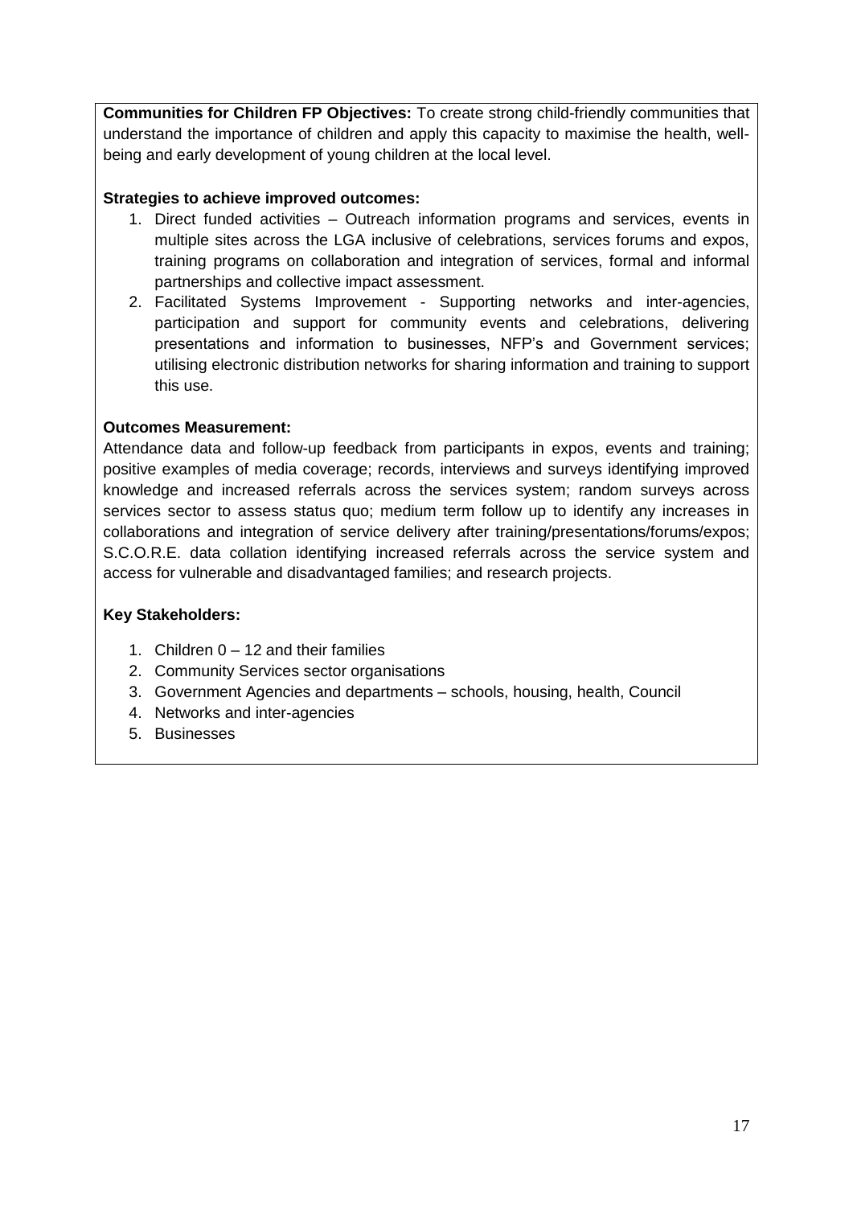**Communities for Children FP Objectives:** To create strong child-friendly communities that understand the importance of children and apply this capacity to maximise the health, well-being and early development of young children at the local level.

**Strategies to achieve improved outcomes:**

1. Direct funded activities – Outreach information programs and services, events in multiple sites across the LGA inclusive of celebrations, services forums and expos, training programs on collaboration and integration of services, formal and informal partnerships and collective impact assessment.
2. Facilitated Systems Improvement - Supporting networks and inter-agencies, participation and support for community events and celebrations, delivering presentations and information to businesses, NFP's and Government services; utilising electronic distribution networks for sharing information and training to support this use.

**Outcomes Measurement:**

Attendance data and follow-up feedback from participants in expos, events and training; positive examples of media coverage; records, interviews and surveys identifying improved knowledge and increased referrals across the services system; random surveys across services sector to assess status quo; medium term follow up to identify any increases in collaborations and integration of service delivery after training/presentations/forums/expos; S.C.O.R.E. data collation identifying increased referrals across the service system and access for vulnerable and disadvantaged families; and research projects.

**Key Stakeholders:**

1. Children 0 – 12 and their families
2. Community Services sector organisations
3. Government Agencies and departments – schools, housing, health, Council
4. Networks and inter-agencies
5. Businesses